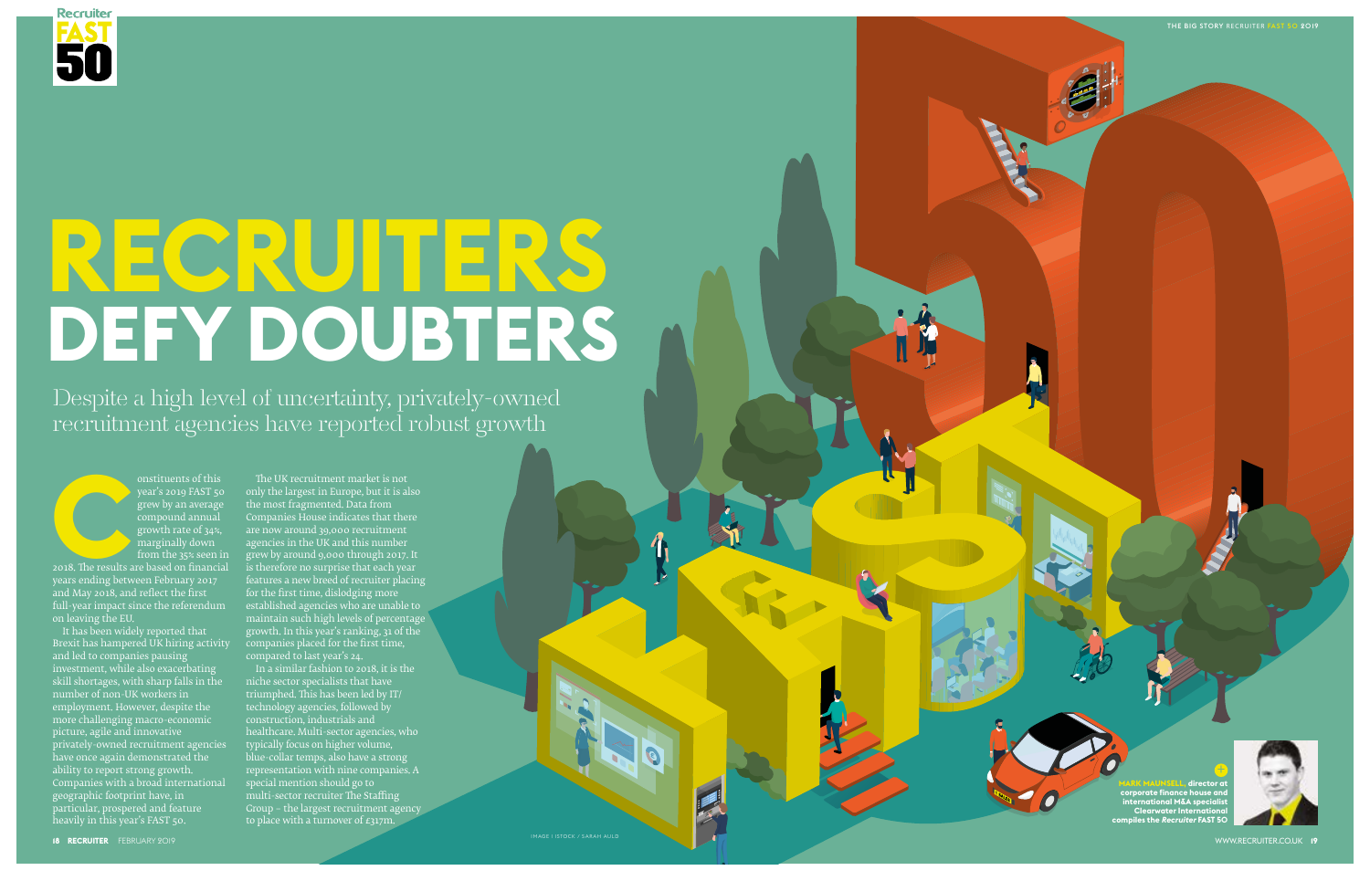# RECRUITERS DEFY DOUBTERS

Despite a high level of uncertainty, privately-owned recruitment agencies have reported robust growth

Constituents of this year's 2019 FAST 50 grew by an average compound annual growth rate of 34%, marginally down from the 35% seen in 2018. The results are based on financial years ending between February 2017 and May 2018, and reflect the first full-year impact since the referendum on leaving the EU.

It has been widely reported that Brexit has hampered UK hiring activity and led to companies pausing investment, while also exacerbating skill shortages, with sharp falls in the number of non-UK workers in employment. However, despite the more challenging macro-economic picture, agile and innovative privately-owned recruitment agencies have once again demonstrated the ability to report strong growth. Companies with a broad international geographic footprint have, in particular, prospered and feature heavily in this year's FAST 50.

The UK recruitment market is not only the largest in Europe, but it is also the most fragmented. Data from Companies House indicates that there are now around 39,000 recruitment agencies in the UK and this number grew by around 9,000 through 2017. It is therefore no surprise that each year features a new breed of recruiter placing for the first time, dislodging more established agencies who are unable to maintain such high levels of percentage growth. In this year's ranking, 31 of the companies placed for the first time, compared to last year's 24.

In a similar fashion to 2018, it is the niche sector specialists that have triumphed. This has been led by IT/technology agencies, followed by construction, industrials and healthcare. Multi-sector agencies, who typically focus on higher volume, blue-collar temps, also have a strong representation with nine companies. A special mention should go to multi-sector recruiter The Staffing Group – the largest recruitment agency to place with a turnover of £317m.

**MARK MAUNSELL, director at corporate finance house and international M&A specialist Clearwater International compiles the *Recruiter* FAST 50**

IMAGE | ISTOCK / SARAH AULD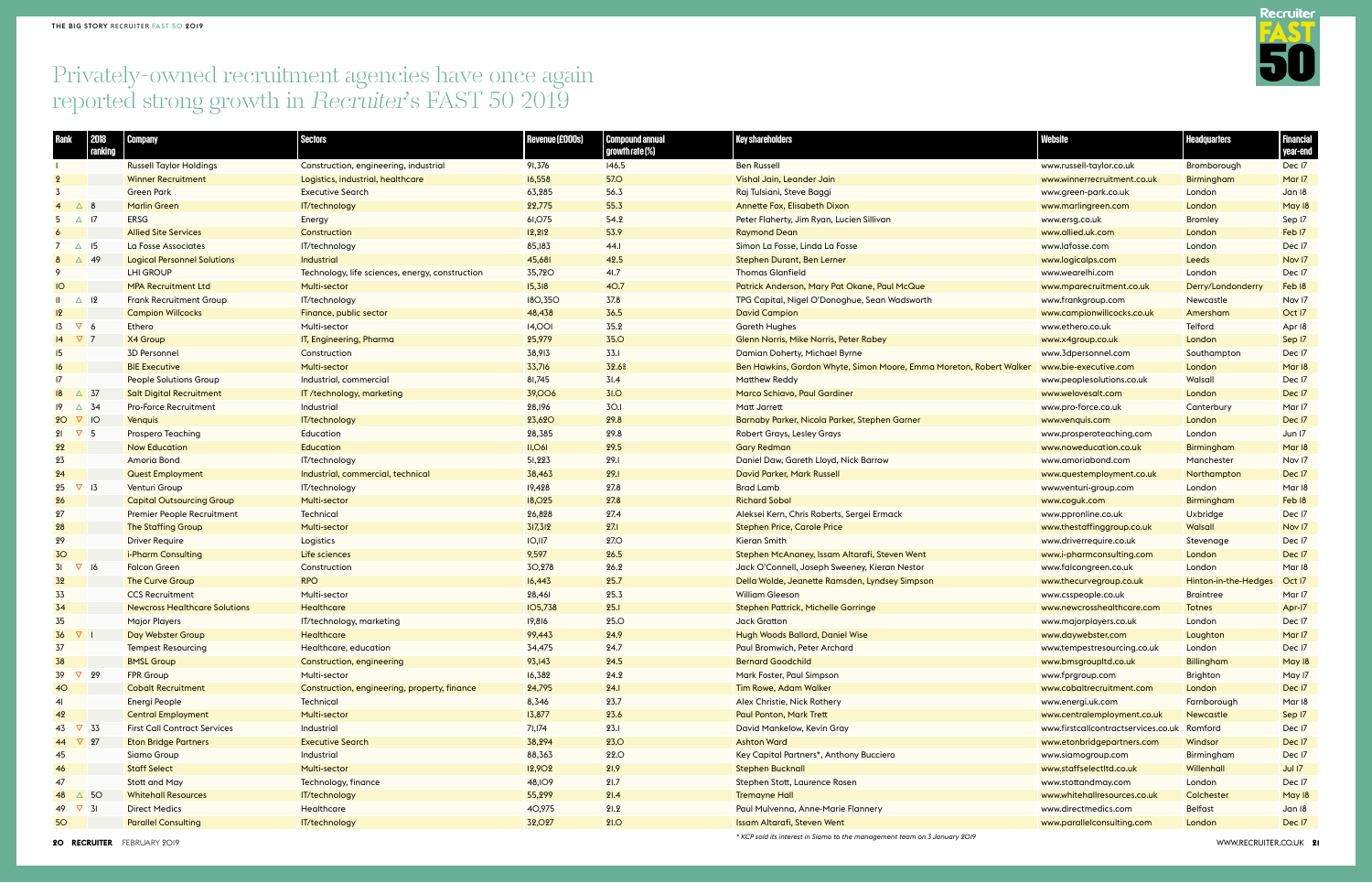# Privately-owned recruitment agencies have once again reported strong growth in *Recruiter*'s FAST 50 2019

| Rank | 2018 ranking | Company | Sectors | Revenue (£000s) | Compound annual growth rate (%) | Key shareholders | Website | Headquarters | Financial year-end |
|---|---|---|---|---|---|---|---|---|---|
| 1 | | Russell Taylor Holdings | Construction, engineering, industrial | 91,376 | 146.5 | Ben Russell | www.russell-taylor.co.uk | Bromborough | Dec 17 |
| 2 | | Winner Recruitment | Logistics, industrial, healthcare | 16,558 | 57.0 | Vishal Jain, Leander Jain | www.winnerrecruitment.co.uk | Birmingham | Mar 17 |
| 3 | | Green Park | Executive Search | 63,285 | 56.3 | Raj Tulsiani, Steve Baggi | www.green-park.co.uk | London | Jan 18 |
| 4 | △ 8 | Marlin Green | IT/technology | 22,775 | 55.3 | Annette Fox, Elisabeth Dixon | www.marlingreen.com | London | May 18 |
| 5 | △ 17 | ERSG | Energy | 61,075 | 54.2 | Peter Flaherty, Jim Ryan, Lucien Sillivan | www.ersg.co.uk | Bromley | Sep 17 |
| 6 | | Allied Site Services | Construction | 12,212 | 53.9 | Raymond Dean | www.allied.uk.com | London | Feb 17 |
| 7 | △ 15 | La Fosse Associates | IT/technology | 85,183 | 44.1 | Simon La Fosse, Linda La Fosse | www.lafosse.com | London | Dec 17 |
| 8 | △ 49 | Logical Personnel Solutions | Industrial | 45,681 | 42.5 | Stephen Durant, Ben Lerner | www.logicalps.com | Leeds | Nov 17 |
| 9 | | LHI GROUP | Technology, life sciences, energy, construction | 35,720 | 41.7 | Thomas Glanfield | www.wearelhi.com | London | Dec 17 |
| 10 | | MPA Recruitment Ltd | Multi-sector | 15,318 | 40.7 | Patrick Anderson, Mary Pat Okane, Paul McQue | www.mparecruitment.co.uk | Derry/Londonderry | Feb 18 |
| 11 | △ 12 | Frank Recruitment Group | IT/technology | 180,350 | 37.8 | TPG Capital, Nigel O'Donoghue, Sean Wadsworth | www.frankgroup.com | Newcastle | Nov 17 |
| 12 | | Campion Willcocks | Finance, public sector | 48,438 | 36.5 | David Campion | www.campionwillcocks.co.uk | Amersham | Oct 17 |
| 13 | ▽ 6 | Ethero | Multi-sector | 14,001 | 35.2 | Gareth Hughes | www.ethero.co.uk | Telford | Apr 18 |
| 14 | ▽ 7 | X4 Group | IT, Engineering, Pharma | 25,979 | 35.0 | Glenn Norris, Mike Norris, Peter Rabey | www.x4group.co.uk | London | Sep 17 |
| 15 | | 3D Personnel | Construction | 38,913 | 33.1 | Damian Doherty, Michael Byrne | www.3dpersonnel.com | Southampton | Dec 17 |
| 16 | | BIE Executive | Multi-sector | 33,716 | 32.68 | Ben Hawkins, Gordon Whyte, Simon Moore, Emma Moreton, Robert Walker | www.bie-executive.com | London | Mar 18 |
| 17 | | People Solutions Group | Industrial, commercial | 81,745 | 31.4 | Matthew Reddy | www.peoplesolutions.co.uk | Walsall | Dec 17 |
| 18 | △ 37 | Salt Digital Recruitment | IT /technology, marketing | 39,006 | 31.0 | Marco Schiavo, Paul Gardiner | www.welovesalt.com | London | Dec 17 |
| 19 | △ 34 | Pro-Force Recruitment | Industrial | 28,196 | 30.1 | Matt Jarrett | www.pro-force.co.uk | Canterbury | Mar 17 |
| 20 | ▽ 10 | Venquis | IT/technology | 23,620 | 29.8 | Barnaby Parker, Nicola Parker, Stephen Garner | www.venquis.com | London | Dec 17 |
| 21 | ▽ 5 | Prospero Teaching | Education | 28,385 | 29.8 | Robert Grays, Lesley Grays | www.prosperoteaching.com | London | Jun 17 |
| 22 | | Now Education | Education | 11,061 | 29.5 | Gary Redman | www.noweducation.co.uk | Birmingham | Mar 18 |
| 23 | | Amoria Bond | IT/technology | 51,223 | 29.1 | Daniel Daw, Gareth Lloyd, Nick Barrow | www.amoriabond.com | Manchester | Nov 17 |
| 24 | | Quest Employment | Industrial, commercial, technical | 38,463 | 29.1 | David Parker, Mark Russell | www.questemployment.co.uk | Northampton | Dec 17 |
| 25 | ▽ 13 | Venturi Group | IT/technology | 19,428 | 27.8 | Brad Lamb | www.venturi-group.com | London | Mar 18 |
| 26 | | Capital Outsourcing Group | Multi-sector | 18,025 | 27.8 | Richard Sobol | www.coguk.com | Birmingham | Feb 18 |
| 27 | | Premier People Recruitment | Technical | 26,828 | 27.4 | Aleksei Kern, Chris Roberts, Sergei Ermack | www.ppronline.co.uk | Uxbridge | Dec 17 |
| 28 | | The Staffing Group | Multi-sector | 317,312 | 27.1 | Stephen Price, Carole Price | www.thestaffinggroup.co.uk | Walsall | Nov 17 |
| 29 | | Driver Require | Logistics | 10,117 | 27.0 | Kieran Smith | www.driverrequire.co.uk | Stevenage | Dec 17 |
| 30 | | i-Pharm Consulting | Life sciences | 9,597 | 26.5 | Stephen McAnaney, Issam Altarafi, Steven Went | www.i-pharmconsulting.com | London | Dec 17 |
| 31 | ▽ 16 | Falcon Green | Construction | 30,278 | 26.2 | Jack O'Connell, Joseph Sweeney, Kieran Nestor | www.falcongreen.co.uk | London | Mar 18 |
| 32 | | The Curve Group | RPO | 16,443 | 25.7 | Della Wolde, Jeanette Ramsden, Lyndsey Simpson | www.thecurvegroup.co.uk | Hinton-in-the-Hedges | Oct 17 |
| 33 | | CCS Recruitment | Multi-sector | 28,461 | 25.3 | William Gleeson | www.csspeople.co.uk | Braintree | Mar 17 |
| 34 | | Newcross Healthcare Solutions | Healthcare | 105,738 | 25.1 | Stephen Pattrick, Michelle Gorringe | www.newcrosshealthcare.com | Totnes | Apr-17 |
| 35 | | Major Players | IT/technology, marketing | 19,816 | 25.0 | Jack Gratton | www.majorplayers.co.uk | London | Dec 17 |
| 36 | ▽ 1 | Day Webster Group | Healthcare | 99,443 | 24.9 | Hugh Woods Ballard, Daniel Wise | www.daywebster.com | Loughton | Mar 17 |
| 37 | | Tempest Resourcing | Healthcare, education | 34,475 | 24.7 | Paul Bromwich, Peter Archard | www.tempestresourcing.co.uk | London | Dec 17 |
| 38 | | BMSL Group | Construction, engineering | 93,143 | 24.5 | Bernard Goodchild | www.bmsgroupltd.co.uk | Billingham | May 18 |
| 39 | ▽ 29 | FPR Group | Multi-sector | 16,382 | 24.2 | Mark Foster, Paul Simpson | www.fprgroup.com | Brighton | May 17 |
| 40 | | Cobalt Recruitment | Construction, engineering, property, finance | 24,795 | 24.1 | Tim Rowe, Adam Walker | www.cobaltrecruitment.com | London | Dec 17 |
| 41 | | Energi People | Technical | 8,346 | 23.7 | Alex Christie, Nick Rothery | www.energi.uk.com | Farnborough | Mar 18 |
| 42 | | Central Employment | Multi-sector | 13,877 | 23.6 | Paul Ponton, Mark Trett | www.centralemployment.co.uk | Newcastle | Sep 17 |
| 43 | ▽ 33 | First Call Contract Services | Industrial | 71,174 | 23.1 | David Mankelow, Kevin Gray | www.firstcallcontractservices.co.uk | Romford | Dec 17 |
| 44 | ▽ 27 | Eton Bridge Partners | Executive Search | 38,294 | 23.0 | Ashton Ward | www.etonbridgepartners.com | Windsor | Dec 17 |
| 45 | | Siamo Group | Industrial | 88,363 | 22.0 | Key Capital Partners*, Anthony Bucciero | www.siamogroup.com | Birmingham | Dec 17 |
| 46 | | Staff Select | Multi-sector | 12,902 | 21.9 | Stephen Bucknall | www.staffselectltd.co.uk | Willenhall | Jul 17 |
| 47 | | Stott and May | Technology, finance | 48,109 | 21.7 | Stephen Stott, Laurence Rosen | www.stottandmay.com | London | Dec 17 |
| 48 | △ 50 | Whitehall Resources | IT/technology | 55,299 | 21.4 | Tremayne Hall | www.whitehallresources.co.uk | Colchester | May 18 |
| 49 | ▽ 31 | Direct Medics | Healthcare | 40,975 | 21.2 | Paul Mulvenna, Anne-Marie Flannery | www.directmedics.com | Belfast | Jan 18 |
| 50 | | Parallel Consulting | IT/technology | 32,027 | 21.0 | Issam Altarafi, Steven Went | www.parallelconsulting.com | London | Dec 17 |

*\* KCP sold its interest in Siamo to the management team on 3 January 2019*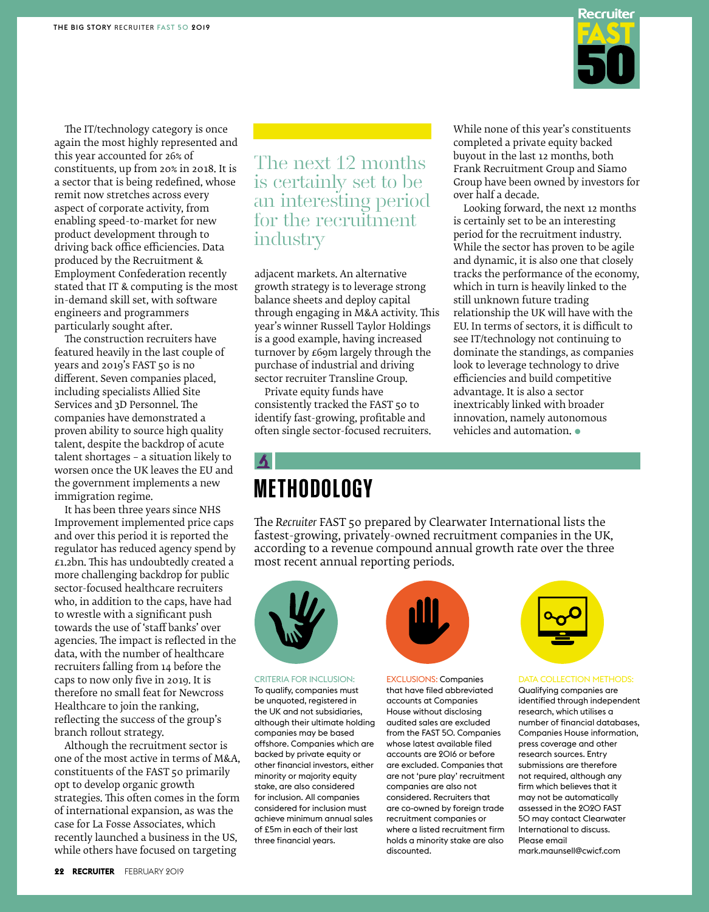The IT/technology category is once again the most highly represented and this year accounted for 26% of constituents, up from 20% in 2018. It is a sector that is being redefined, whose remit now stretches across every aspect of corporate activity, from enabling speed-to-market for new product development through to driving back office efficiencies. Data produced by the Recruitment & Employment Confederation recently stated that IT & computing is the most in-demand skill set, with software engineers and programmers particularly sought after.

The construction recruiters have featured heavily in the last couple of years and 2019's FAST 50 is no different. Seven companies placed, including specialists Allied Site Services and 3D Personnel. The companies have demonstrated a proven ability to source high quality talent, despite the backdrop of acute talent shortages – a situation likely to worsen once the UK leaves the EU and the government implements a new immigration regime.

It has been three years since NHS Improvement implemented price caps and over this period it is reported the regulator has reduced agency spend by £1.2bn. This has undoubtedly created a more challenging backdrop for public sector-focused healthcare recruiters who, in addition to the caps, have had to wrestle with a significant push towards the use of 'staff banks' over agencies. The impact is reflected in the data, with the number of healthcare recruiters falling from 14 before the caps to now only five in 2019. It is therefore no small feat for Newcross Healthcare to join the ranking, reflecting the success of the group's branch rollout strategy.

Although the recruitment sector is one of the most active in terms of M&A, constituents of the FAST 50 primarily opt to develop organic growth strategies. This often comes in the form of international expansion, as was the case for La Fosse Associates, which recently launched a business in the US, while others have focused on targeting adjacent markets. An alternative growth strategy is to leverage strong balance sheets and deploy capital through engaging in M&A activity. This year's winner Russell Taylor Holdings is a good example, having increased turnover by £69m largely through the purchase of industrial and driving sector recruiter Transline Group.

> The next 12 months is certainly set to be an interesting period for the recruitment industry

Private equity funds have consistently tracked the FAST 50 to identify fast-growing, profitable and often single sector-focused recruiters.

While none of this year's constituents completed a private equity backed buyout in the last 12 months, both Frank Recruitment Group and Siamo Group have been owned by investors for over half a decade.

Looking forward, the next 12 months is certainly set to be an interesting period for the recruitment industry. While the sector has proven to be agile and dynamic, it is also one that closely tracks the performance of the economy, which in turn is heavily linked to the still unknown future trading relationship the UK will have with the EU. In terms of sectors, it is difficult to see IT/technology not continuing to dominate the standings, as companies look to leverage technology to drive efficiencies and build competitive advantage. It is also a sector inextricably linked with broader innovation, namely autonomous vehicles and automation.

## METHODOLOGY

The *Recruiter* FAST 50 prepared by Clearwater International lists the fastest-growing, privately-owned recruitment companies in the UK, according to a revenue compound annual growth rate over the three most recent annual reporting periods.

**CRITERIA FOR INCLUSION:** To qualify, companies must be unquoted, registered in the UK and not subsidiaries, although their ultimate holding companies may be based offshore. Companies which are backed by private equity or other financial investors, either minority or majority equity stake, are also considered for inclusion. All companies considered for inclusion must achieve minimum annual sales of £5m in each of their last three financial years.

**EXCLUSIONS:** Companies that have filed abbreviated accounts at Companies House without disclosing audited sales are excluded from the FAST 50. Companies whose latest available filed accounts are 2016 or before are excluded. Companies that are not 'pure play' recruitment companies are also not considered. Recruiters that are co-owned by foreign trade recruitment companies or where a listed recruitment firm holds a minority stake are also discounted.

**DATA COLLECTION METHODS:** Qualifying companies are identified through independent research, which utilises a number of financial databases, Companies House information, press coverage and other research sources. Entry submissions are therefore not required, although any firm which believes that it may not be automatically assessed in the 2020 FAST 50 may contact Clearwater International to discuss. Please email mark.maunsell@cwicf.com